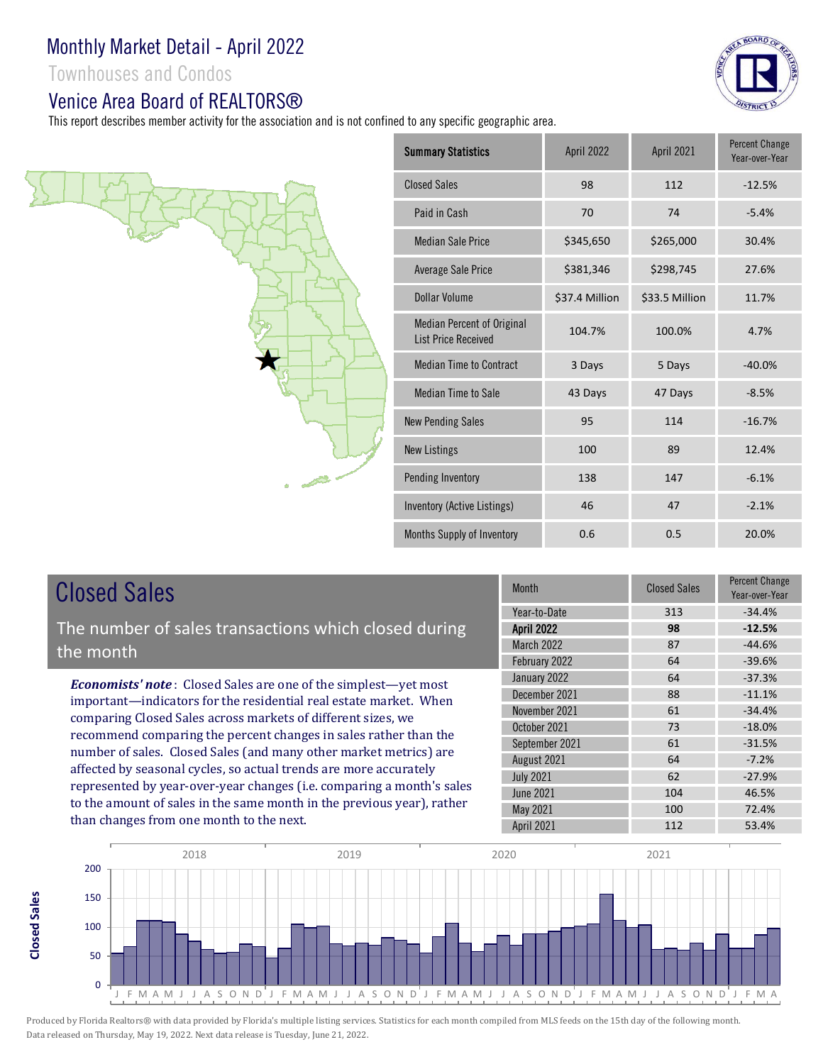# Monthly Market Detail - April 2022

## Townhouses and Condos

## Venice Area Board of REALTORS®

This report describes member activity for the association and is not confined to any specific geographic area.

| Summary Statistics | April 2022 | April 2021 | Percent Change Year-over-Year |
|---|---|---|---|
| Closed Sales | 98 | 112 | -12.5% |
| Paid in Cash | 70 | 74 | -5.4% |
| Median Sale Price | $345,650 | $265,000 | 30.4% |
| Average Sale Price | $381,346 | $298,745 | 27.6% |
| Dollar Volume | $37.4 Million | $33.5 Million | 11.7% |
| Median Percent of Original List Price Received | 104.7% | 100.0% | 4.7% |
| Median Time to Contract | 3 Days | 5 Days | -40.0% |
| Median Time to Sale | 43 Days | 47 Days | -8.5% |
| New Pending Sales | 95 | 114 | -16.7% |
| New Listings | 100 | 89 | 12.4% |
| Pending Inventory | 138 | 147 | -6.1% |
| Inventory (Active Listings) | 46 | 47 | -2.1% |
| Months Supply of Inventory | 0.6 | 0.5 | 20.0% |

## Closed Sales

The number of sales transactions which closed during the month

***Economists' note***: Closed Sales are one of the simplest—yet most important—indicators for the residential real estate market. When comparing Closed Sales across markets of different sizes, we recommend comparing the percent changes in sales rather than the number of sales. Closed Sales (and many other market metrics) are affected by seasonal cycles, so actual trends are more accurately represented by year-over-year changes (i.e. comparing a month's sales to the amount of sales in the same month in the previous year), rather than changes from one month to the next.

| Month | Closed Sales | Percent Change Year-over-Year |
|---|---|---|
| Year-to-Date | 313 | -34.4% |
| **April 2022** | **98** | **-12.5%** |
| March 2022 | 87 | -44.6% |
| February 2022 | 64 | -39.6% |
| January 2022 | 64 | -37.3% |
| December 2021 | 88 | -11.1% |
| November 2021 | 61 | -34.4% |
| October 2021 | 73 | -18.0% |
| September 2021 | 61 | -31.5% |
| August 2021 | 64 | -7.2% |
| July 2021 | 62 | -27.9% |
| June 2021 | 104 | 46.5% |
| May 2021 | 100 | 72.4% |
| April 2021 | 112 | 53.4% |

Produced by Florida Realtors® with data provided by Florida's multiple listing services. Statistics for each month compiled from MLS feeds on the 15th day of the following month. Data released on Thursday, May 19, 2022. Next data release is Tuesday, June 21, 2022.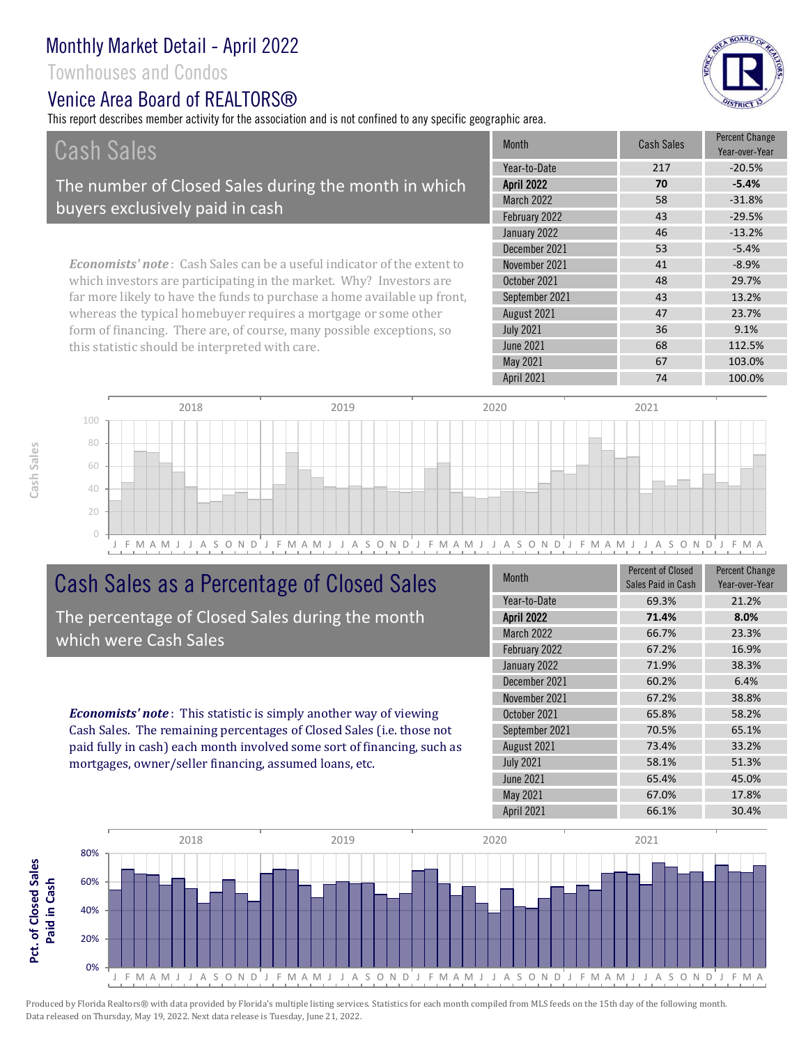# Monthly Market Detail - April 2022

Townhouses and Condos

## Venice Area Board of REALTORS®

This report describes member activity for the association and is not confined to any specific geographic area.

## Cash Sales

The number of Closed Sales during the month in which buyers exclusively paid in cash

*Economists' note*: Cash Sales can be a useful indicator of the extent to which investors are participating in the market. Why? Investors are far more likely to have the funds to purchase a home available up front, whereas the typical homebuyer requires a mortgage or some other form of financing. There are, of course, many possible exceptions, so this statistic should be interpreted with care.

| Month | Cash Sales | Percent Change Year-over-Year |
|---|---|---|
| Year-to-Date | 217 | -20.5% |
| **April 2022** | **70** | **-5.4%** |
| March 2022 | 58 | -31.8% |
| February 2022 | 43 | -29.5% |
| January 2022 | 46 | -13.2% |
| December 2021 | 53 | -5.4% |
| November 2021 | 41 | -8.9% |
| October 2021 | 48 | 29.7% |
| September 2021 | 43 | 13.2% |
| August 2021 | 47 | 23.7% |
| July 2021 | 36 | 9.1% |
| June 2021 | 68 | 112.5% |
| May 2021 | 67 | 103.0% |
| April 2021 | 74 | 100.0% |

## Cash Sales as a Percentage of Closed Sales

The percentage of Closed Sales during the month which were Cash Sales

*Economists' note*: This statistic is simply another way of viewing Cash Sales. The remaining percentages of Closed Sales (i.e. those not paid fully in cash) each month involved some sort of financing, such as mortgages, owner/seller financing, assumed loans, etc.

| Month | Percent of Closed Sales Paid in Cash | Percent Change Year-over-Year |
|---|---|---|
| Year-to-Date | 69.3% | 21.2% |
| **April 2022** | **71.4%** | **8.0%** |
| March 2022 | 66.7% | 23.3% |
| February 2022 | 67.2% | 16.9% |
| January 2022 | 71.9% | 38.3% |
| December 2021 | 60.2% | 6.4% |
| November 2021 | 67.2% | 38.8% |
| October 2021 | 65.8% | 58.2% |
| September 2021 | 70.5% | 65.1% |
| August 2021 | 73.4% | 33.2% |
| July 2021 | 58.1% | 51.3% |
| June 2021 | 65.4% | 45.0% |
| May 2021 | 67.0% | 17.8% |
| April 2021 | 66.1% | 30.4% |

Produced by Florida Realtors® with data provided by Florida's multiple listing services. Statistics for each month compiled from MLS feeds on the 15th day of the following month. Data released on Thursday, May 19, 2022. Next data release is Tuesday, June 21, 2022.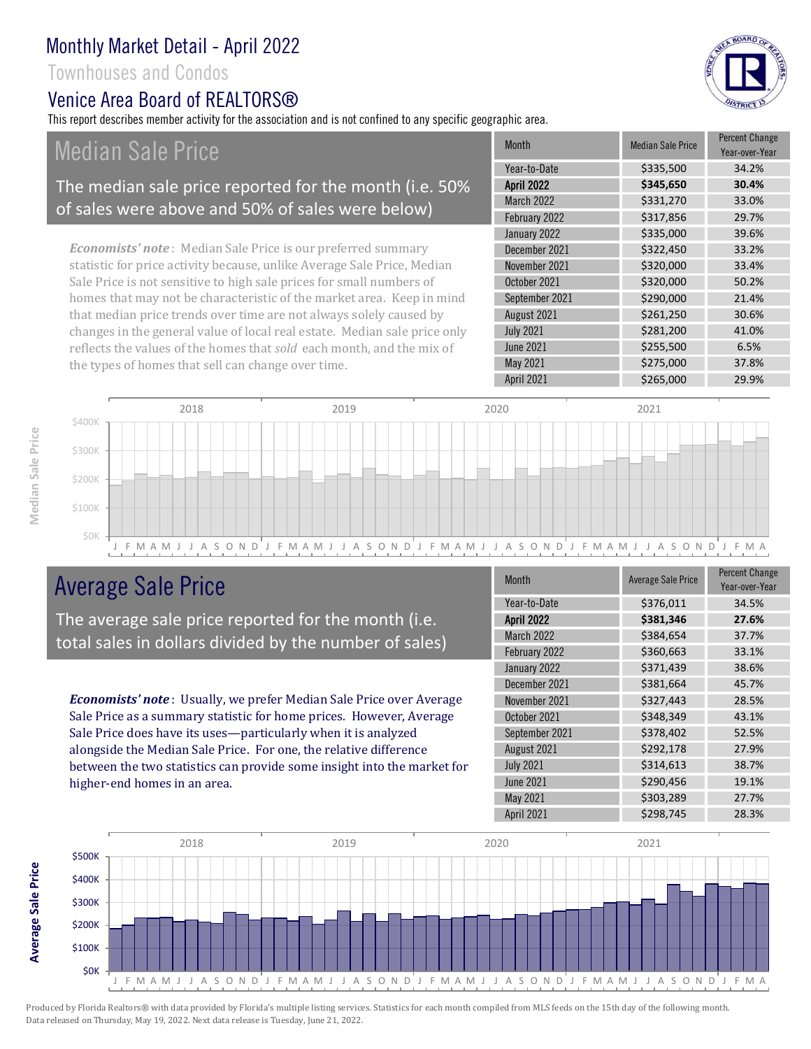# Monthly Market Detail - April 2022

## Townhouses and Condos

## Venice Area Board of REALTORS®

This report describes member activity for the association and is not confined to any specific geographic area.

## Median Sale Price

The median sale price reported for the month (i.e. 50% of sales were above and 50% of sales were below)

***Economists' note***: Median Sale Price is our preferred summary statistic for price activity because, unlike Average Sale Price, Median Sale Price is not sensitive to high sale prices for small numbers of homes that may not be characteristic of the market area. Keep in mind that median price trends over time are not always solely caused by changes in the general value of local real estate. Median sale price only reflects the values of the homes that *sold* each month, and the mix of the types of homes that sell can change over time.

| Month | Median Sale Price | Percent Change Year-over-Year |
|---|---|---|
| Year-to-Date | $335,500 | 34.2% |
| **April 2022** | **$345,650** | **30.4%** |
| March 2022 | $331,270 | 33.0% |
| February 2022 | $317,856 | 29.7% |
| January 2022 | $335,000 | 39.6% |
| December 2021 | $322,450 | 33.2% |
| November 2021 | $320,000 | 33.4% |
| October 2021 | $320,000 | 50.2% |
| September 2021 | $290,000 | 21.4% |
| August 2021 | $261,250 | 30.6% |
| July 2021 | $281,200 | 41.0% |
| June 2021 | $255,500 | 6.5% |
| May 2021 | $275,000 | 37.8% |
| April 2021 | $265,000 | 29.9% |

## Average Sale Price

The average sale price reported for the month (i.e. total sales in dollars divided by the number of sales)

***Economists' note***: Usually, we prefer Median Sale Price over Average Sale Price as a summary statistic for home prices. However, Average Sale Price does have its uses—particularly when it is analyzed alongside the Median Sale Price. For one, the relative difference between the two statistics can provide some insight into the market for higher-end homes in an area.

| Month | Average Sale Price | Percent Change Year-over-Year |
|---|---|---|
| Year-to-Date | $376,011 | 34.5% |
| **April 2022** | **$381,346** | **27.6%** |
| March 2022 | $384,654 | 37.7% |
| February 2022 | $360,663 | 33.1% |
| January 2022 | $371,439 | 38.6% |
| December 2021 | $381,664 | 45.7% |
| November 2021 | $327,443 | 28.5% |
| October 2021 | $348,349 | 43.1% |
| September 2021 | $378,402 | 52.5% |
| August 2021 | $292,178 | 27.9% |
| July 2021 | $314,613 | 38.7% |
| June 2021 | $290,456 | 19.1% |
| May 2021 | $303,289 | 27.7% |
| April 2021 | $298,745 | 28.3% |

Produced by Florida Realtors® with data provided by Florida's multiple listing services. Statistics for each month compiled from MLS feeds on the 15th day of the following month. Data released on Thursday, May 19, 2022. Next data release is Tuesday, June 21, 2022.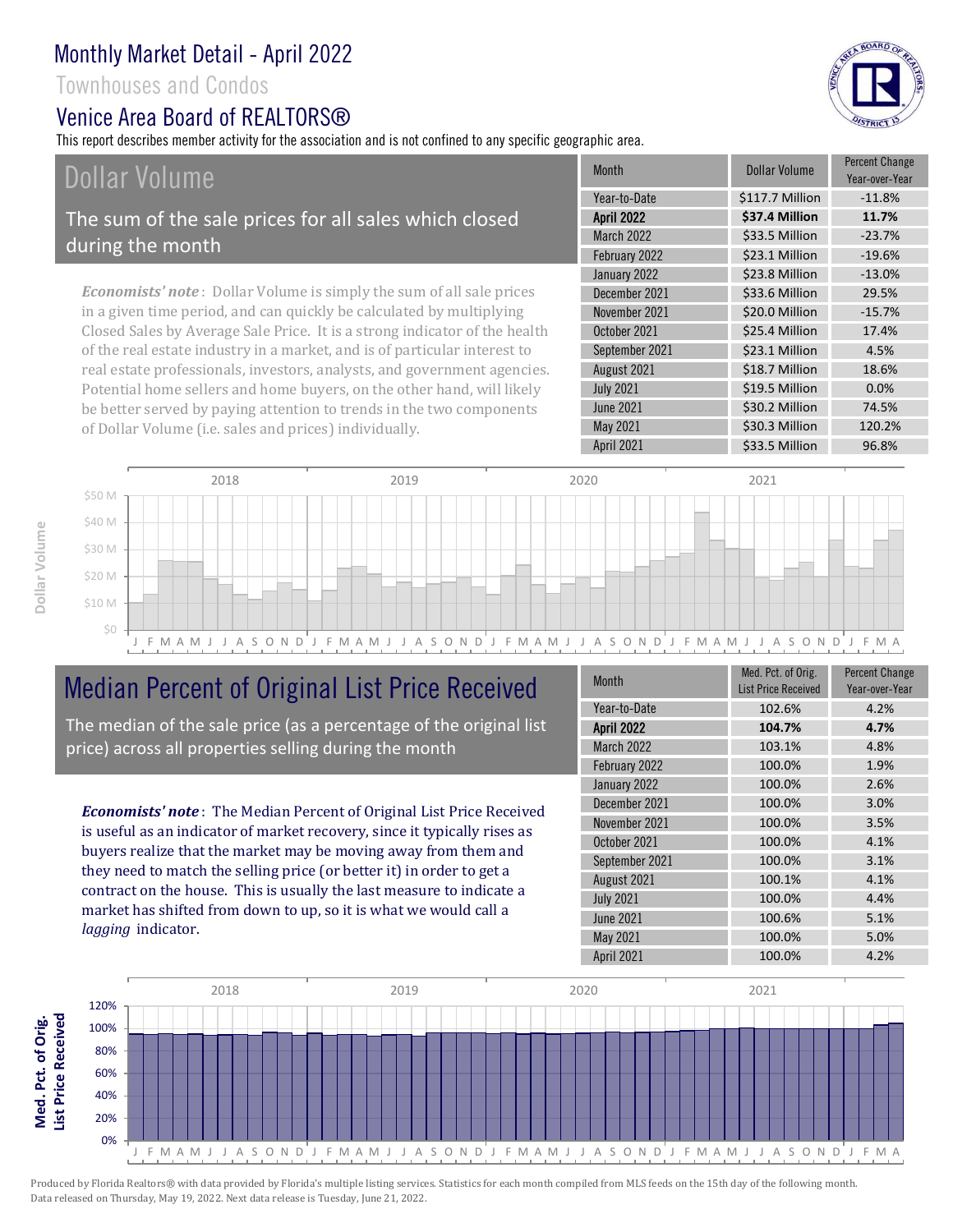# Monthly Market Detail - April 2022

Townhouses and Condos

Venice Area Board of REALTORS®

This report describes member activity for the association and is not confined to any specific geographic area.

## Dollar Volume

The sum of the sale prices for all sales which closed during the month

*Economists' note*: Dollar Volume is simply the sum of all sale prices in a given time period, and can quickly be calculated by multiplying Closed Sales by Average Sale Price. It is a strong indicator of the health of the real estate industry in a market, and is of particular interest to real estate professionals, investors, analysts, and government agencies. Potential home sellers and home buyers, on the other hand, will likely be better served by paying attention to trends in the two components of Dollar Volume (i.e. sales and prices) individually.

| Month | Dollar Volume | Percent Change Year-over-Year |
|---|---|---|
| Year-to-Date | $117.7 Million | -11.8% |
| **April 2022** | **$37.4 Million** | **11.7%** |
| March 2022 | $33.5 Million | -23.7% |
| February 2022 | $23.1 Million | -19.6% |
| January 2022 | $23.8 Million | -13.0% |
| December 2021 | $33.6 Million | 29.5% |
| November 2021 | $20.0 Million | -15.7% |
| October 2021 | $25.4 Million | 17.4% |
| September 2021 | $23.1 Million | 4.5% |
| August 2021 | $18.7 Million | 18.6% |
| July 2021 | $19.5 Million | 0.0% |
| June 2021 | $30.2 Million | 74.5% |
| May 2021 | $30.3 Million | 120.2% |
| April 2021 | $33.5 Million | 96.8% |

## Median Percent of Original List Price Received

The median of the sale price (as a percentage of the original list price) across all properties selling during the month

*Economists' note*: The Median Percent of Original List Price Received is useful as an indicator of market recovery, since it typically rises as buyers realize that the market may be moving away from them and they need to match the selling price (or better it) in order to get a contract on the house. This is usually the last measure to indicate a market has shifted from down to up, so it is what we would call a *lagging* indicator.

| Month | Med. Pct. of Orig. List Price Received | Percent Change Year-over-Year |
|---|---|---|
| Year-to-Date | 102.6% | 4.2% |
| **April 2022** | **104.7%** | **4.7%** |
| March 2022 | 103.1% | 4.8% |
| February 2022 | 100.0% | 1.9% |
| January 2022 | 100.0% | 2.6% |
| December 2021 | 100.0% | 3.0% |
| November 2021 | 100.0% | 3.5% |
| October 2021 | 100.0% | 4.1% |
| September 2021 | 100.0% | 3.1% |
| August 2021 | 100.1% | 4.1% |
| July 2021 | 100.0% | 4.4% |
| June 2021 | 100.6% | 5.1% |
| May 2021 | 100.0% | 5.0% |
| April 2021 | 100.0% | 4.2% |

Produced by Florida Realtors® with data provided by Florida's multiple listing services. Statistics for each month compiled from MLS feeds on the 15th day of the following month. Data released on Thursday, May 19, 2022. Next data release is Tuesday, June 21, 2022.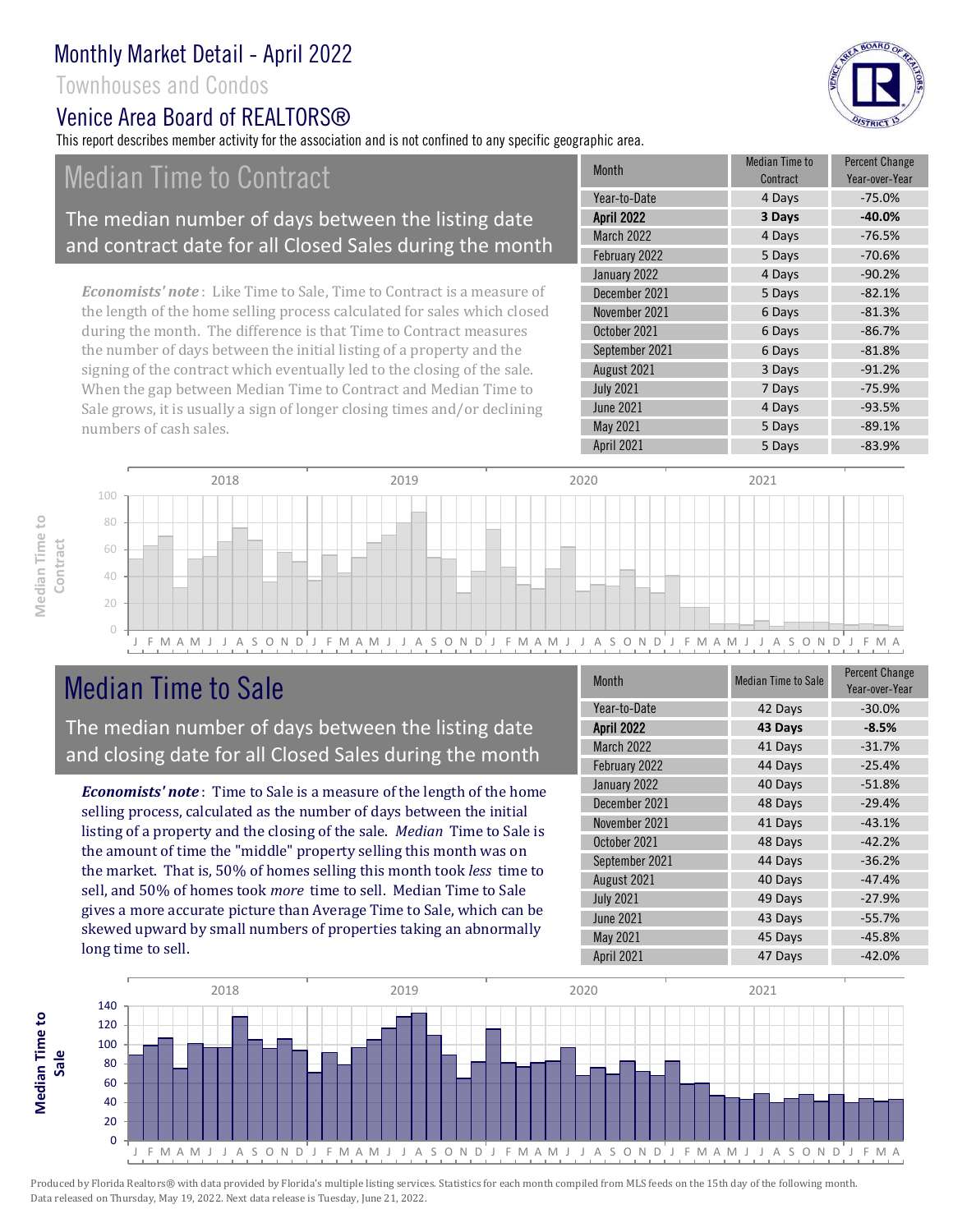# Monthly Market Detail - April 2022

Townhouses and Condos

Venice Area Board of REALTORS®

This report describes member activity for the association and is not confined to any specific geographic area.

## Median Time to Contract

The median number of days between the listing date and contract date for all Closed Sales during the month

*Economists' note*: Like Time to Sale, Time to Contract is a measure of the length of the home selling process calculated for sales which closed during the month. The difference is that Time to Contract measures the number of days between the initial listing of a property and the signing of the contract which eventually led to the closing of the sale. When the gap between Median Time to Contract and Median Time to Sale grows, it is usually a sign of longer closing times and/or declining numbers of cash sales.

| Month | Median Time to Contract | Percent Change Year-over-Year |
|---|---|---|
| Year-to-Date | 4 Days | -75.0% |
| **April 2022** | **3 Days** | **-40.0%** |
| March 2022 | 4 Days | -76.5% |
| February 2022 | 5 Days | -70.6% |
| January 2022 | 4 Days | -90.2% |
| December 2021 | 5 Days | -82.1% |
| November 2021 | 6 Days | -81.3% |
| October 2021 | 6 Days | -86.7% |
| September 2021 | 6 Days | -81.8% |
| August 2021 | 3 Days | -91.2% |
| July 2021 | 7 Days | -75.9% |
| June 2021 | 4 Days | -93.5% |
| May 2021 | 5 Days | -89.1% |
| April 2021 | 5 Days | -83.9% |

## Median Time to Sale

The median number of days between the listing date and closing date for all Closed Sales during the month

*Economists' note*: Time to Sale is a measure of the length of the home selling process, calculated as the number of days between the initial listing of a property and the closing of the sale. *Median* Time to Sale is the amount of time the "middle" property selling this month was on the market. That is, 50% of homes selling this month took *less* time to sell, and 50% of homes took *more* time to sell. Median Time to Sale gives a more accurate picture than Average Time to Sale, which can be skewed upward by small numbers of properties taking an abnormally long time to sell.

| Month | Median Time to Sale | Percent Change Year-over-Year |
|---|---|---|
| Year-to-Date | 42 Days | -30.0% |
| **April 2022** | **43 Days** | **-8.5%** |
| March 2022 | 41 Days | -31.7% |
| February 2022 | 44 Days | -25.4% |
| January 2022 | 40 Days | -51.8% |
| December 2021 | 48 Days | -29.4% |
| November 2021 | 41 Days | -43.1% |
| October 2021 | 48 Days | -42.2% |
| September 2021 | 44 Days | -36.2% |
| August 2021 | 40 Days | -47.4% |
| July 2021 | 49 Days | -27.9% |
| June 2021 | 43 Days | -55.7% |
| May 2021 | 45 Days | -45.8% |
| April 2021 | 47 Days | -42.0% |

Produced by Florida Realtors® with data provided by Florida's multiple listing services. Statistics for each month compiled from MLS feeds on the 15th day of the following month. Data released on Thursday, May 19, 2022. Next data release is Tuesday, June 21, 2022.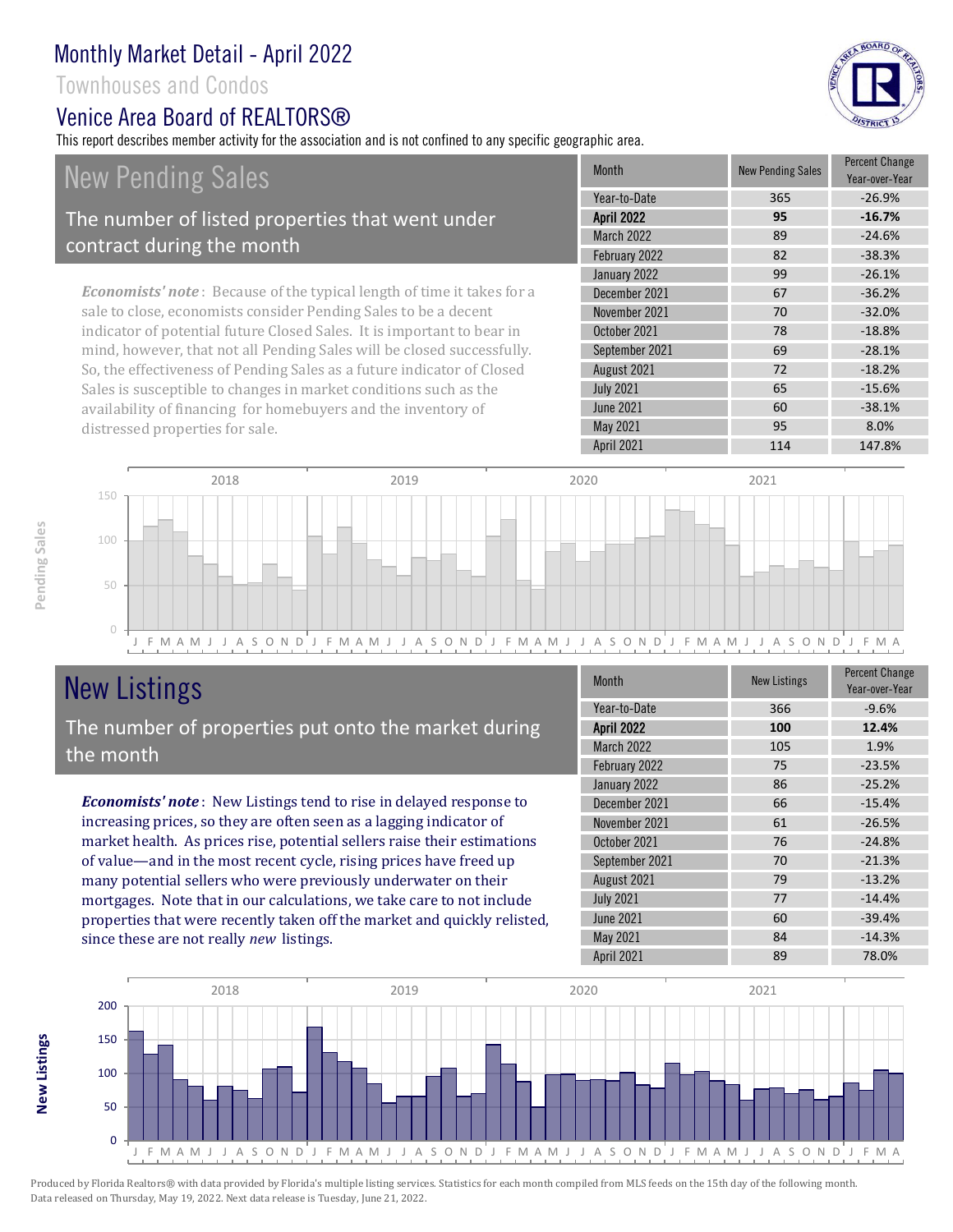# Monthly Market Detail - April 2022

Townhouses and Condos

## Venice Area Board of REALTORS®

This report describes member activity for the association and is not confined to any specific geographic area.

## New Pending Sales

The number of listed properties that went under contract during the month

***Economists' note***: Because of the typical length of time it takes for a sale to close, economists consider Pending Sales to be a decent indicator of potential future Closed Sales. It is important to bear in mind, however, that not all Pending Sales will be closed successfully. So, the effectiveness of Pending Sales as a future indicator of Closed Sales is susceptible to changes in market conditions such as the availability of financing for homebuyers and the inventory of distressed properties for sale.

| Month | New Pending Sales | Percent Change Year-over-Year |
|---|---|---|
| Year-to-Date | 365 | -26.9% |
| **April 2022** | **95** | **-16.7%** |
| March 2022 | 89 | -24.6% |
| February 2022 | 82 | -38.3% |
| January 2022 | 99 | -26.1% |
| December 2021 | 67 | -36.2% |
| November 2021 | 70 | -32.0% |
| October 2021 | 78 | -18.8% |
| September 2021 | 69 | -28.1% |
| August 2021 | 72 | -18.2% |
| July 2021 | 65 | -15.6% |
| June 2021 | 60 | -38.1% |
| May 2021 | 95 | 8.0% |
| April 2021 | 114 | 147.8% |

## New Listings

The number of properties put onto the market during the month

***Economists' note***: New Listings tend to rise in delayed response to increasing prices, so they are often seen as a lagging indicator of market health. As prices rise, potential sellers raise their estimations of value—and in the most recent cycle, rising prices have freed up many potential sellers who were previously underwater on their mortgages. Note that in our calculations, we take care to not include properties that were recently taken off the market and quickly relisted, since these are not really *new* listings.

| Month | New Listings | Percent Change Year-over-Year |
|---|---|---|
| Year-to-Date | 366 | -9.6% |
| **April 2022** | **100** | **12.4%** |
| March 2022 | 105 | 1.9% |
| February 2022 | 75 | -23.5% |
| January 2022 | 86 | -25.2% |
| December 2021 | 66 | -15.4% |
| November 2021 | 61 | -26.5% |
| October 2021 | 76 | -24.8% |
| September 2021 | 70 | -21.3% |
| August 2021 | 79 | -13.2% |
| July 2021 | 77 | -14.4% |
| June 2021 | 60 | -39.4% |
| May 2021 | 84 | -14.3% |
| April 2021 | 89 | 78.0% |

Produced by Florida Realtors® with data provided by Florida's multiple listing services. Statistics for each month compiled from MLS feeds on the 15th day of the following month. Data released on Thursday, May 19, 2022. Next data release is Tuesday, June 21, 2022.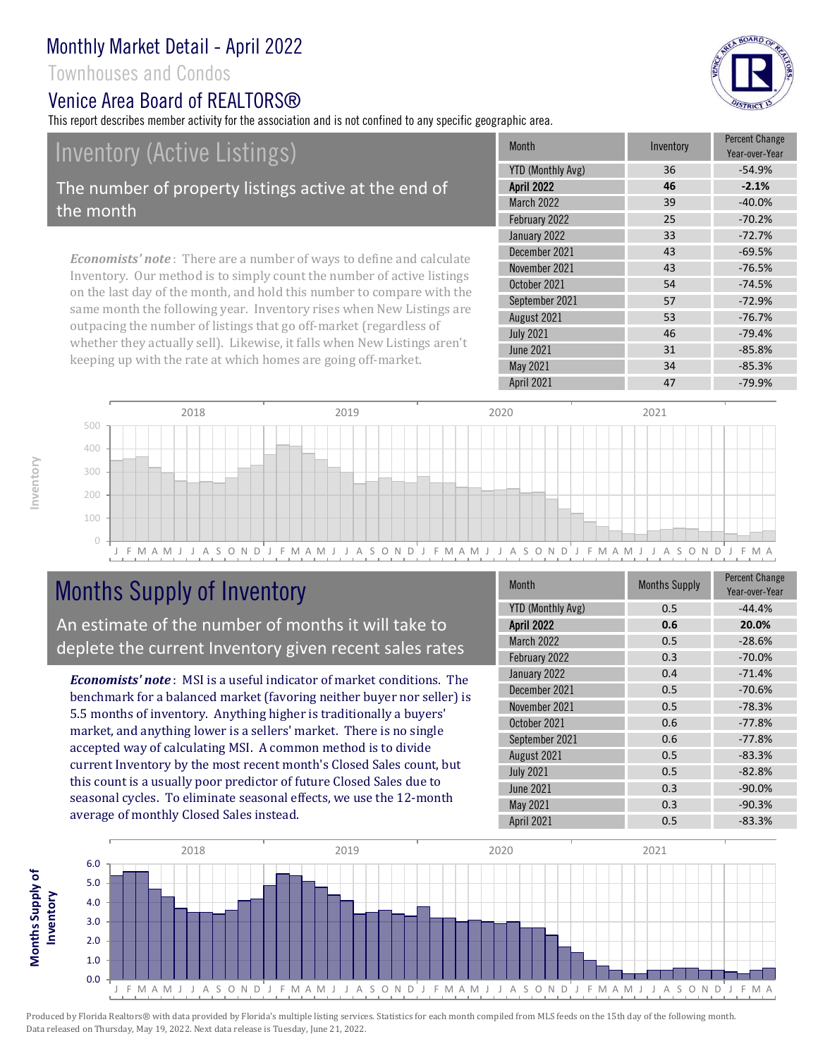# Monthly Market Detail - April 2022

Townhouses and Condos

Venice Area Board of REALTORS®

This report describes member activity for the association and is not confined to any specific geographic area.

## Inventory (Active Listings)

The number of property listings active at the end of the month

***Economists' note***: There are a number of ways to define and calculate Inventory. Our method is to simply count the number of active listings on the last day of the month, and hold this number to compare with the same month the following year. Inventory rises when New Listings are outpacing the number of listings that go off-market (regardless of whether they actually sell). Likewise, it falls when New Listings aren't keeping up with the rate at which homes are going off-market.

| Month | Inventory | Percent Change Year-over-Year |
|---|---|---|
| YTD (Monthly Avg) | 36 | -54.9% |
| **April 2022** | **46** | **-2.1%** |
| March 2022 | 39 | -40.0% |
| February 2022 | 25 | -70.2% |
| January 2022 | 33 | -72.7% |
| December 2021 | 43 | -69.5% |
| November 2021 | 43 | -76.5% |
| October 2021 | 54 | -74.5% |
| September 2021 | 57 | -72.9% |
| August 2021 | 53 | -76.7% |
| July 2021 | 46 | -79.4% |
| June 2021 | 31 | -85.8% |
| May 2021 | 34 | -85.3% |
| April 2021 | 47 | -79.9% |

## Months Supply of Inventory

An estimate of the number of months it will take to deplete the current Inventory given recent sales rates

***Economists' note***: MSI is a useful indicator of market conditions. The benchmark for a balanced market (favoring neither buyer nor seller) is 5.5 months of inventory. Anything higher is traditionally a buyers' market, and anything lower is a sellers' market. There is no single accepted way of calculating MSI. A common method is to divide current Inventory by the most recent month's Closed Sales count, but this count is a usually poor predictor of future Closed Sales due to seasonal cycles. To eliminate seasonal effects, we use the 12-month average of monthly Closed Sales instead.

| Month | Months Supply | Percent Change Year-over-Year |
|---|---|---|
| YTD (Monthly Avg) | 0.5 | -44.4% |
| **April 2022** | **0.6** | **20.0%** |
| March 2022 | 0.5 | -28.6% |
| February 2022 | 0.3 | -70.0% |
| January 2022 | 0.4 | -71.4% |
| December 2021 | 0.5 | -70.6% |
| November 2021 | 0.5 | -78.3% |
| October 2021 | 0.6 | -77.8% |
| September 2021 | 0.6 | -77.8% |
| August 2021 | 0.5 | -83.3% |
| July 2021 | 0.5 | -82.8% |
| June 2021 | 0.3 | -90.0% |
| May 2021 | 0.3 | -90.3% |
| April 2021 | 0.5 | -83.3% |

Produced by Florida Realtors® with data provided by Florida's multiple listing services. Statistics for each month compiled from MLS feeds on the 15th day of the following month. Data released on Thursday, May 19, 2022. Next data release is Tuesday, June 21, 2022.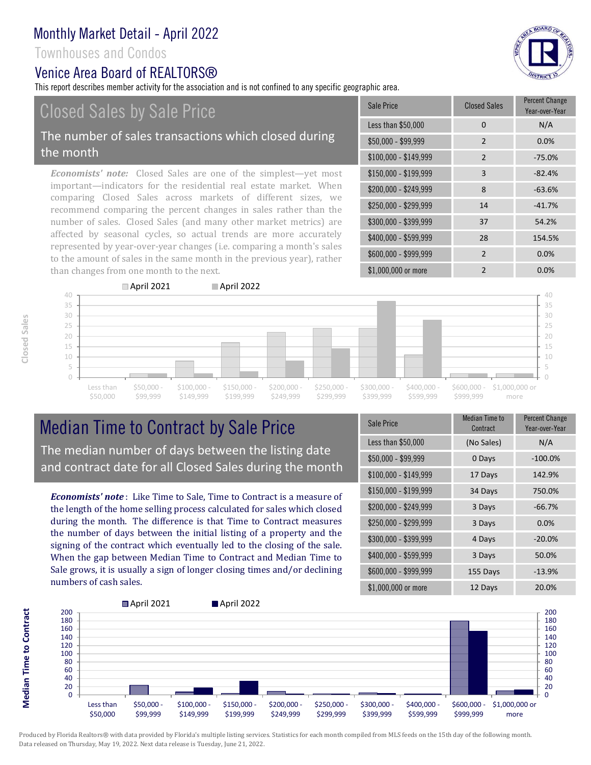# Monthly Market Detail - April 2022

Townhouses and Condos

Venice Area Board of REALTORS®

This report describes member activity for the association and is not confined to any specific geographic area.

## Closed Sales by Sale Price

The number of sales transactions which closed during the month

*Economists' note:* Closed Sales are one of the simplest—yet most important—indicators for the residential real estate market. When comparing Closed Sales across markets of different sizes, we recommend comparing the percent changes in sales rather than the number of sales. Closed Sales (and many other market metrics) are affected by seasonal cycles, so actual trends are more accurately represented by year-over-year changes (i.e. comparing a month's sales to the amount of sales in the same month in the previous year), rather than changes from one month to the next.

| Sale Price | Closed Sales | Percent Change Year-over-Year |
|---|---|---|
| Less than $50,000 | 0 | N/A |
| $50,000 - $99,999 | 2 | 0.0% |
| $100,000 - $149,999 | 2 | -75.0% |
| $150,000 - $199,999 | 3 | -82.4% |
| $200,000 - $249,999 | 8 | -63.6% |
| $250,000 - $299,999 | 14 | -41.7% |
| $300,000 - $399,999 | 37 | 54.2% |
| $400,000 - $599,999 | 28 | 154.5% |
| $600,000 - $999,999 | 2 | 0.0% |
| $1,000,000 or more | 2 | 0.0% |

## Median Time to Contract by Sale Price

The median number of days between the listing date and contract date for all Closed Sales during the month

***Economists' note***: Like Time to Sale, Time to Contract is a measure of the length of the home selling process calculated for sales which closed during the month. The difference is that Time to Contract measures the number of days between the initial listing of a property and the signing of the contract which eventually led to the closing of the sale. When the gap between Median Time to Contract and Median Time to Sale grows, it is usually a sign of longer closing times and/or declining numbers of cash sales.

| Sale Price | Median Time to Contract | Percent Change Year-over-Year |
|---|---|---|
| Less than $50,000 | (No Sales) | N/A |
| $50,000 - $99,999 | 0 Days | -100.0% |
| $100,000 - $149,999 | 17 Days | 142.9% |
| $150,000 - $199,999 | 34 Days | 750.0% |
| $200,000 - $249,999 | 3 Days | -66.7% |
| $250,000 - $299,999 | 3 Days | 0.0% |
| $300,000 - $399,999 | 4 Days | -20.0% |
| $400,000 - $599,999 | 3 Days | 50.0% |
| $600,000 - $999,999 | 155 Days | -13.9% |
| $1,000,000 or more | 12 Days | 20.0% |

Produced by Florida Realtors® with data provided by Florida's multiple listing services. Statistics for each month compiled from MLS feeds on the 15th day of the following month. Data released on Thursday, May 19, 2022. Next data release is Tuesday, June 21, 2022.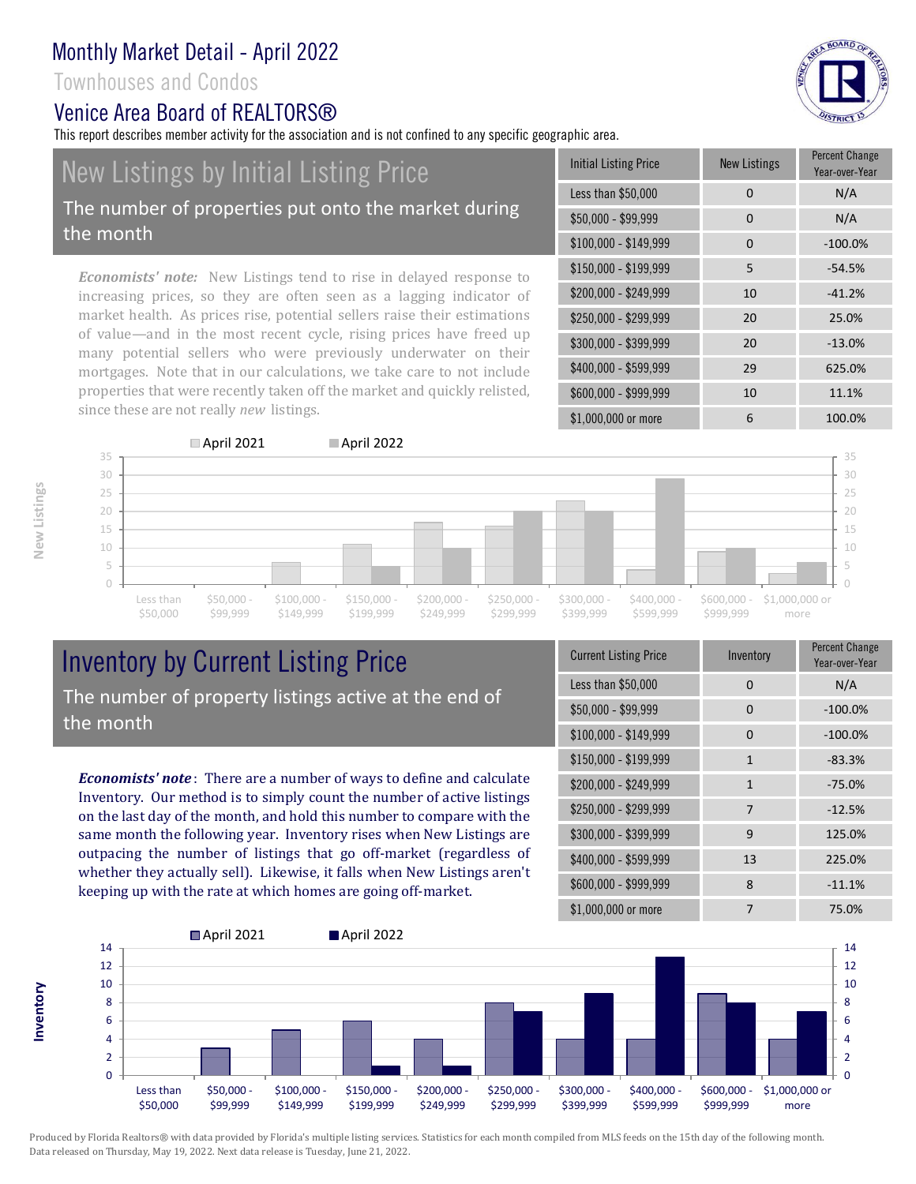# Monthly Market Detail - April 2022

Townhouses and Condos

Venice Area Board of REALTORS®

This report describes member activity for the association and is not confined to any specific geographic area.

## New Listings by Initial Listing Price

The number of properties put onto the market during the month

*Economists' note:* New Listings tend to rise in delayed response to increasing prices, so they are often seen as a lagging indicator of market health. As prices rise, potential sellers raise their estimations of value—and in the most recent cycle, rising prices have freed up many potential sellers who were previously underwater on their mortgages. Note that in our calculations, we take care to not include properties that were recently taken off the market and quickly relisted, since these are not really *new* listings.

| Initial Listing Price | New Listings | Percent Change Year-over-Year |
|---|---|---|
| Less than $50,000 | 0 | N/A |
| $50,000 - $99,999 | 0 | N/A |
| $100,000 - $149,999 | 0 | -100.0% |
| $150,000 - $199,999 | 5 | -54.5% |
| $200,000 - $249,999 | 10 | -41.2% |
| $250,000 - $299,999 | 20 | 25.0% |
| $300,000 - $399,999 | 20 | -13.0% |
| $400,000 - $599,999 | 29 | 625.0% |
| $600,000 - $999,999 | 10 | 11.1% |
| $1,000,000 or more | 6 | 100.0% |

## Inventory by Current Listing Price

The number of property listings active at the end of the month

***Economists' note***: There are a number of ways to define and calculate Inventory. Our method is to simply count the number of active listings on the last day of the month, and hold this number to compare with the same month the following year. Inventory rises when New Listings are outpacing the number of listings that go off-market (regardless of whether they actually sell). Likewise, it falls when New Listings aren't keeping up with the rate at which homes are going off-market.

| Current Listing Price | Inventory | Percent Change Year-over-Year |
|---|---|---|
| Less than $50,000 | 0 | N/A |
| $50,000 - $99,999 | 0 | -100.0% |
| $100,000 - $149,999 | 0 | -100.0% |
| $150,000 - $199,999 | 1 | -83.3% |
| $200,000 - $249,999 | 1 | -75.0% |
| $250,000 - $299,999 | 7 | -12.5% |
| $300,000 - $399,999 | 9 | 125.0% |
| $400,000 - $599,999 | 13 | 225.0% |
| $600,000 - $999,999 | 8 | -11.1% |
| $1,000,000 or more | 7 | 75.0% |

Produced by Florida Realtors® with data provided by Florida's multiple listing services. Statistics for each month compiled from MLS feeds on the 15th day of the following month. Data released on Thursday, May 19, 2022. Next data release is Tuesday, June 21, 2022.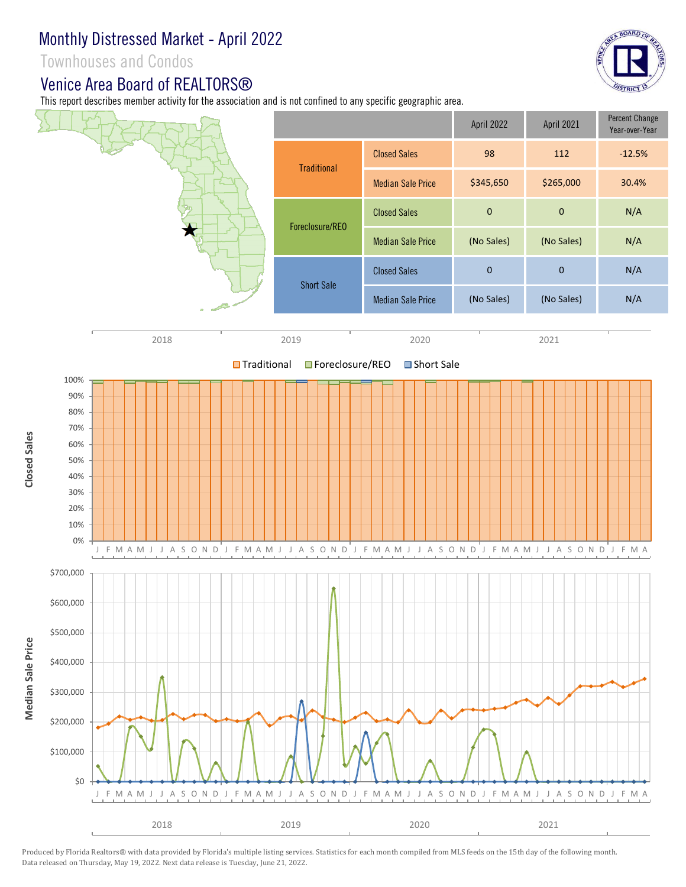# Monthly Distressed Market - April 2022

## Townhouses and Condos

## Venice Area Board of REALTORS®

This report describes member activity for the association and is not confined to any specific geographic area.

| | | April 2022 | April 2021 | Percent Change Year-over-Year |
|---|---|---|---|---|
| Traditional | Closed Sales | 98 | 112 | -12.5% |
| | Median Sale Price | $345,650 | $265,000 | 30.4% |
| Foreclosure/REO | Closed Sales | 0 | 0 | N/A |
| | Median Sale Price | (No Sales) | (No Sales) | N/A |
| Short Sale | Closed Sales | 0 | 0 | N/A |
| | Median Sale Price | (No Sales) | (No Sales) | N/A |

2018 2019 2020 2021

Traditional Foreclosure/REO Short Sale

Closed Sales

100% 90% 80% 70% 60% 50% 40% 30% 20% 10% 0%

J F M A M J J A S O N D J F M A M J J A S O N D J F M A M J J A S O N D J F M A M J J A S O N D J F M A

Median Sale Price

$700,000 $600,000 $500,000 $400,000 $300,000 $200,000 $100,000 $0

J F M A M J J A S O N D J F M A M J J A S O N D J F M A M J J A S O N D J F M A M J J A S O N D J F M A

2018 2019 2020 2021

Produced by Florida Realtors® with data provided by Florida's multiple listing services. Statistics for each month compiled from MLS feeds on the 15th day of the following month. Data released on Thursday, May 19, 2022. Next data release is Tuesday, June 21, 2022.